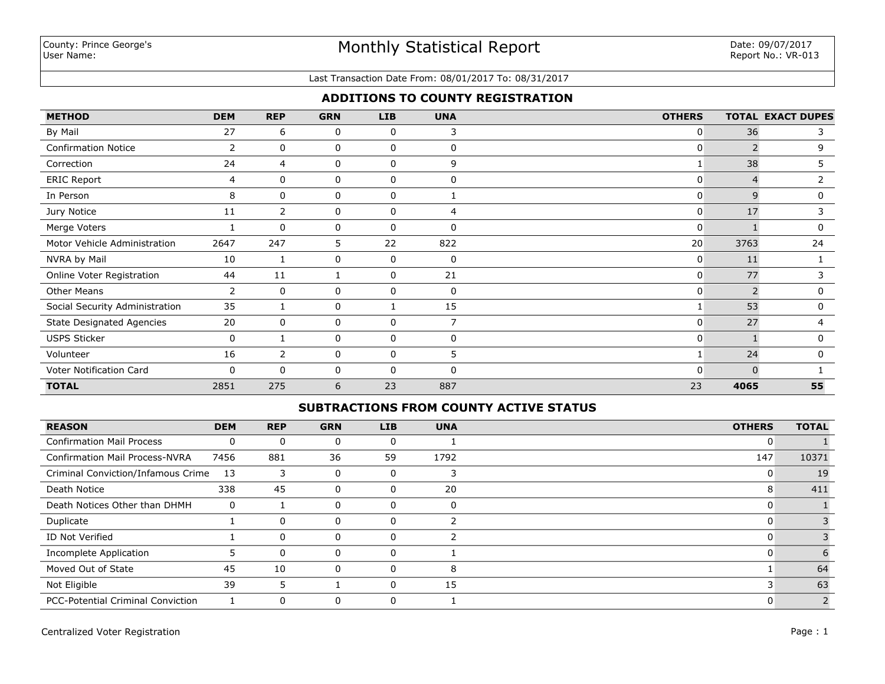County: Prince George's
User Name:

# Monthly Statistical Report

Date: 09/07/2017
Report No.: VR-013

Last Transaction Date From: 08/01/2017 To: 08/31/2017

## ADDITIONS TO COUNTY REGISTRATION

| METHOD | DEM | REP | GRN | LIB | UNA | OTHERS | TOTAL | EXACT DUPES |
|---|---|---|---|---|---|---|---|---|
| By Mail | 27 | 6 | 0 | 0 | 3 | 0 | 36 | 3 |
| Confirmation Notice | 2 | 0 | 0 | 0 | 0 | 0 | 2 | 9 |
| Correction | 24 | 4 | 0 | 0 | 9 | 1 | 38 | 5 |
| ERIC Report | 4 | 0 | 0 | 0 | 0 | 0 | 4 | 2 |
| In Person | 8 | 0 | 0 | 0 | 1 | 0 | 9 | 0 |
| Jury Notice | 11 | 2 | 0 | 0 | 4 | 0 | 17 | 3 |
| Merge Voters | 1 | 0 | 0 | 0 | 0 | 0 | 1 | 0 |
| Motor Vehicle Administration | 2647 | 247 | 5 | 22 | 822 | 20 | 3763 | 24 |
| NVRA by Mail | 10 | 1 | 0 | 0 | 0 | 0 | 11 | 1 |
| Online Voter Registration | 44 | 11 | 1 | 0 | 21 | 0 | 77 | 3 |
| Other Means | 2 | 0 | 0 | 0 | 0 | 0 | 2 | 0 |
| Social Security Administration | 35 | 1 | 0 | 1 | 15 | 1 | 53 | 0 |
| State Designated Agencies | 20 | 0 | 0 | 0 | 7 | 0 | 27 | 4 |
| USPS Sticker | 0 | 1 | 0 | 0 | 0 | 0 | 1 | 0 |
| Volunteer | 16 | 2 | 0 | 0 | 5 | 1 | 24 | 0 |
| Voter Notification Card | 0 | 0 | 0 | 0 | 0 | 0 | 0 | 1 |
| **TOTAL** | 2851 | 275 | 6 | 23 | 887 | 23 | **4065** | **55** |

## SUBTRACTIONS FROM COUNTY ACTIVE STATUS

| REASON | DEM | REP | GRN | LIB | UNA | OTHERS | TOTAL |
|---|---|---|---|---|---|---|---|
| Confirmation Mail Process | 0 | 0 | 0 | 0 | 1 | 0 | 1 |
| Confirmation Mail Process-NVRA | 7456 | 881 | 36 | 59 | 1792 | 147 | 10371 |
| Criminal Conviction/Infamous Crime | 13 | 3 | 0 | 0 | 3 | 0 | 19 |
| Death Notice | 338 | 45 | 0 | 0 | 20 | 8 | 411 |
| Death Notices Other than DHMH | 0 | 1 | 0 | 0 | 0 | 0 | 1 |
| Duplicate | 1 | 0 | 0 | 0 | 2 | 0 | 3 |
| ID Not Verified | 1 | 0 | 0 | 0 | 2 | 0 | 3 |
| Incomplete Application | 5 | 0 | 0 | 0 | 1 | 0 | 6 |
| Moved Out of State | 45 | 10 | 0 | 0 | 8 | 1 | 64 |
| Not Eligible | 39 | 5 | 1 | 0 | 15 | 3 | 63 |
| PCC-Potential Criminal Conviction | 1 | 0 | 0 | 0 | 1 | 0 | 2 |

Centralized Voter Registration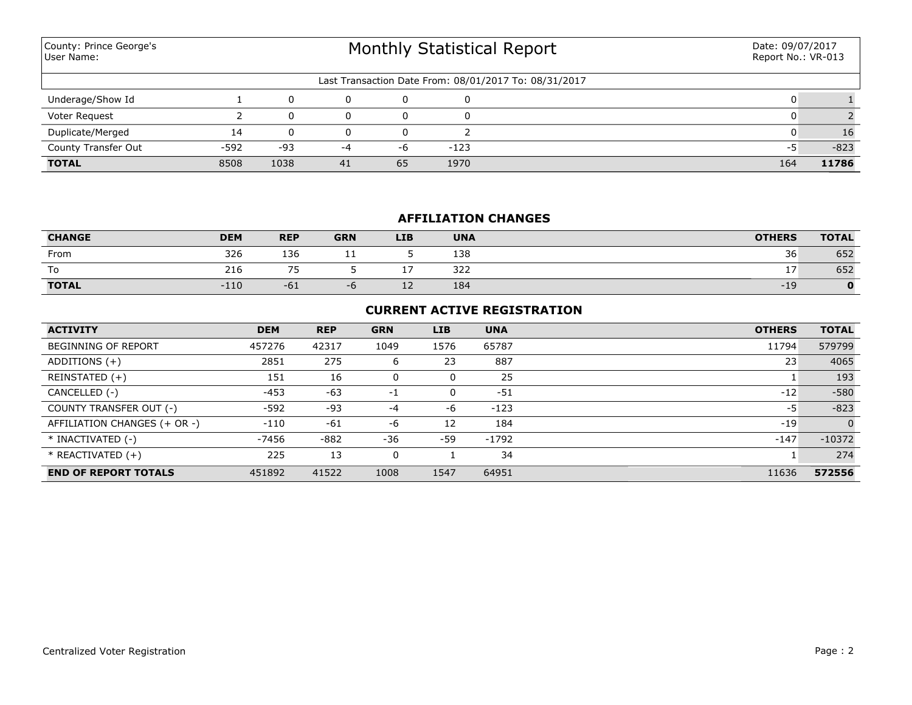County: Prince George's
User Name:

# Monthly Statistical Report

Date: 09/07/2017
Report No.: VR-013

Last Transaction Date From: 08/01/2017 To: 08/31/2017

| | | | | | | | |
|---|---|---|---|---|---|---|---|
| Underage/Show Id | 1 | 0 | 0 | 0 | 0 | 0 | 1 |
| Voter Request | 2 | 0 | 0 | 0 | 0 | 0 | 2 |
| Duplicate/Merged | 14 | 0 | 0 | 0 | 2 | 0 | 16 |
| County Transfer Out | -592 | -93 | -4 | -6 | -123 | -5 | -823 |
| **TOTAL** | 8508 | 1038 | 41 | 65 | 1970 | 164 | **11786** |

## AFFILIATION CHANGES

| CHANGE | DEM | REP | GRN | LIB | UNA | OTHERS | TOTAL |
|---|---|---|---|---|---|---|---|
| From | 326 | 136 | 11 | 5 | 138 | 36 | 652 |
| To | 216 | 75 | 5 | 17 | 322 | 17 | 652 |
| **TOTAL** | -110 | -61 | -6 | 12 | 184 | -19 | **0** |

## CURRENT ACTIVE REGISTRATION

| ACTIVITY | DEM | REP | GRN | LIB | UNA | OTHERS | TOTAL |
|---|---|---|---|---|---|---|---|
| BEGINNING OF REPORT | 457276 | 42317 | 1049 | 1576 | 65787 | 11794 | 579799 |
| ADDITIONS (+) | 2851 | 275 | 6 | 23 | 887 | 23 | 4065 |
| REINSTATED (+) | 151 | 16 | 0 | 0 | 25 | 1 | 193 |
| CANCELLED (-) | -453 | -63 | -1 | 0 | -51 | -12 | -580 |
| COUNTY TRANSFER OUT (-) | -592 | -93 | -4 | -6 | -123 | -5 | -823 |
| AFFILIATION CHANGES (+ OR -) | -110 | -61 | -6 | 12 | 184 | -19 | 0 |
| * INACTIVATED (-) | -7456 | -882 | -36 | -59 | -1792 | -147 | -10372 |
| * REACTIVATED (+) | 225 | 13 | 0 | 1 | 34 | 1 | 274 |
| **END OF REPORT TOTALS** | 451892 | 41522 | 1008 | 1547 | 64951 | 11636 | **572556** |

Centralized Voter Registration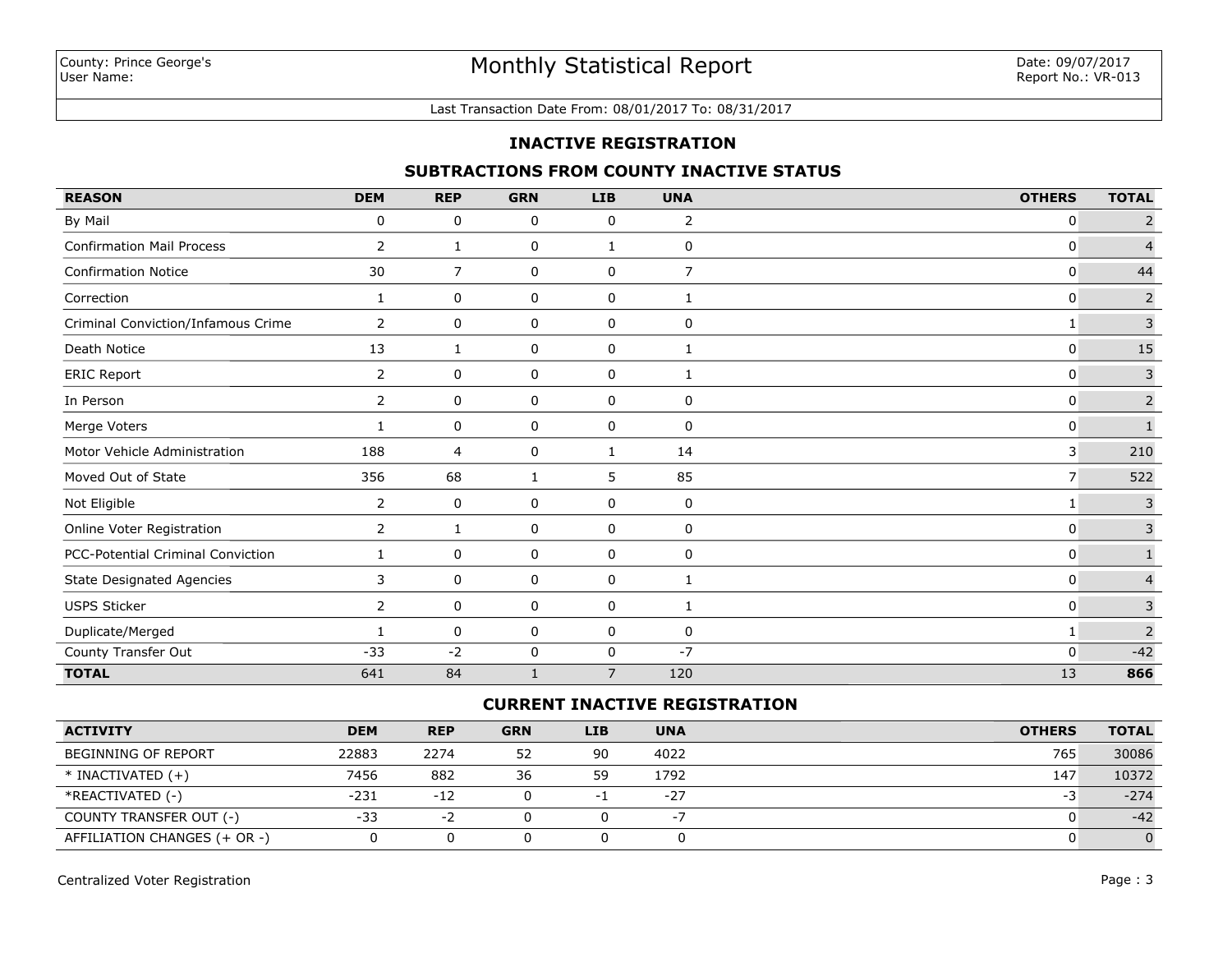County: Prince George's
User Name:

# Monthly Statistical Report

Date: 09/07/2017
Report No.: VR-013

Last Transaction Date From: 08/01/2017 To: 08/31/2017

## INACTIVE REGISTRATION

### SUBTRACTIONS FROM COUNTY INACTIVE STATUS

| REASON | DEM | REP | GRN | LIB | UNA | OTHERS | TOTAL |
|---|---|---|---|---|---|---|---|
| By Mail | 0 | 0 | 0 | 0 | 2 | 0 | 2 |
| Confirmation Mail Process | 2 | 1 | 0 | 1 | 0 | 0 | 4 |
| Confirmation Notice | 30 | 7 | 0 | 0 | 7 | 0 | 44 |
| Correction | 1 | 0 | 0 | 0 | 1 | 0 | 2 |
| Criminal Conviction/Infamous Crime | 2 | 0 | 0 | 0 | 0 | 1 | 3 |
| Death Notice | 13 | 1 | 0 | 0 | 1 | 0 | 15 |
| ERIC Report | 2 | 0 | 0 | 0 | 1 | 0 | 3 |
| In Person | 2 | 0 | 0 | 0 | 0 | 0 | 2 |
| Merge Voters | 1 | 0 | 0 | 0 | 0 | 0 | 1 |
| Motor Vehicle Administration | 188 | 4 | 0 | 1 | 14 | 3 | 210 |
| Moved Out of State | 356 | 68 | 1 | 5 | 85 | 7 | 522 |
| Not Eligible | 2 | 0 | 0 | 0 | 0 | 1 | 3 |
| Online Voter Registration | 2 | 1 | 0 | 0 | 0 | 0 | 3 |
| PCC-Potential Criminal Conviction | 1 | 0 | 0 | 0 | 0 | 0 | 1 |
| State Designated Agencies | 3 | 0 | 0 | 0 | 1 | 0 | 4 |
| USPS Sticker | 2 | 0 | 0 | 0 | 1 | 0 | 3 |
| Duplicate/Merged | 1 | 0 | 0 | 0 | 0 | 1 | 2 |
| County Transfer Out | -33 | -2 | 0 | 0 | -7 | 0 | -42 |
| **TOTAL** | 641 | 84 | 1 | 7 | 120 | 13 | **866** |

### CURRENT INACTIVE REGISTRATION

| ACTIVITY | DEM | REP | GRN | LIB | UNA | OTHERS | TOTAL |
|---|---|---|---|---|---|---|---|
| BEGINNING OF REPORT | 22883 | 2274 | 52 | 90 | 4022 | 765 | 30086 |
| * INACTIVATED (+) | 7456 | 882 | 36 | 59 | 1792 | 147 | 10372 |
| *REACTIVATED (-) | -231 | -12 | 0 | -1 | -27 | -3 | -274 |
| COUNTY TRANSFER OUT (-) | -33 | -2 | 0 | 0 | -7 | 0 | -42 |
| AFFILIATION CHANGES (+ OR -) | 0 | 0 | 0 | 0 | 0 | 0 | 0 |

Centralized Voter Registration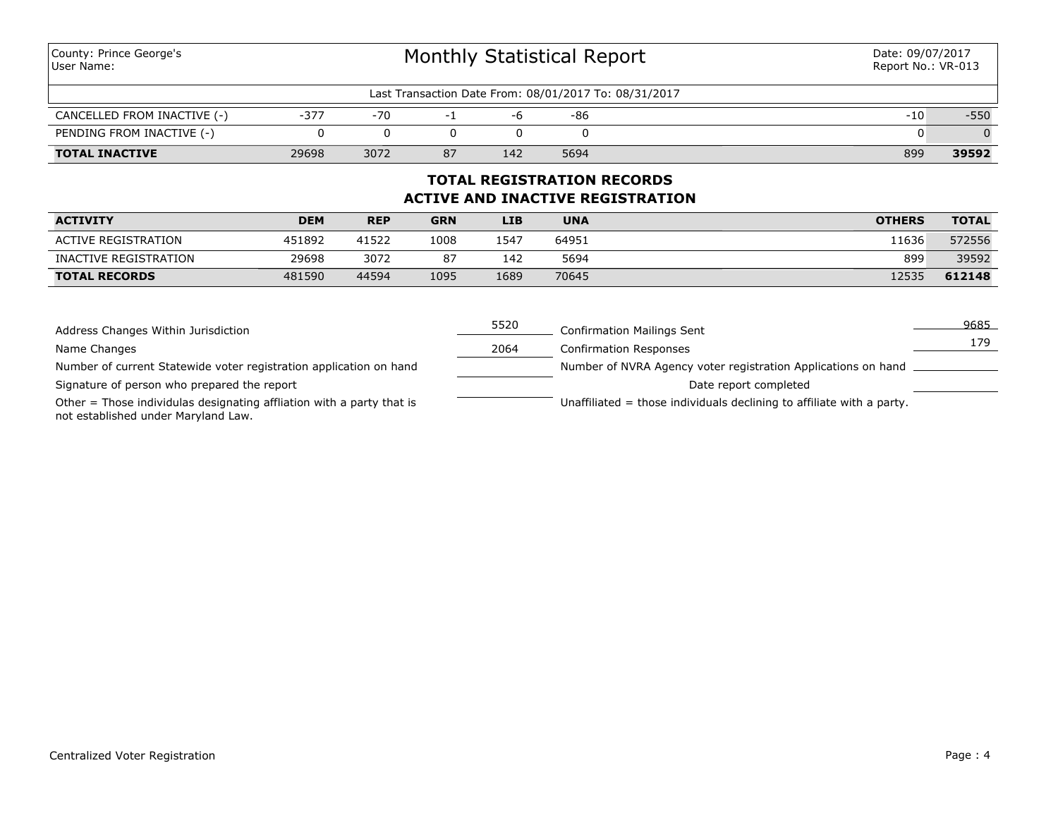County: Prince George's
User Name:

# Monthly Statistical Report

Date: 09/07/2017
Report No.: VR-013

Last Transaction Date From: 08/01/2017 To: 08/31/2017

| | | | | | | | |
|---|---|---|---|---|---|---|---|
| CANCELLED FROM INACTIVE (-) | -377 | -70 | -1 | -6 | -86 | -10 | -550 |
| PENDING FROM INACTIVE (-) | 0 | 0 | 0 | 0 | 0 | 0 | 0 |
| **TOTAL INACTIVE** | 29698 | 3072 | 87 | 142 | 5694 | 899 | **39592** |

## TOTAL REGISTRATION RECORDS
## ACTIVE AND INACTIVE REGISTRATION

| ACTIVITY | DEM | REP | GRN | LIB | UNA | OTHERS | TOTAL |
|---|---|---|---|---|---|---|---|
| ACTIVE REGISTRATION | 451892 | 41522 | 1008 | 1547 | 64951 | 11636 | 572556 |
| INACTIVE REGISTRATION | 29698 | 3072 | 87 | 142 | 5694 | 899 | 39592 |
| **TOTAL RECORDS** | 481590 | 44594 | 1095 | 1689 | 70645 | 12535 | **612148** |

| | | | |
|---|---|---|---|
| Address Changes Within Jurisdiction | 5520 | Confirmation Mailings Sent | 9685 |
| Name Changes | 2064 | Confirmation Responses | 179 |
| Number of current Statewide voter registration application on hand | | Number of NVRA Agency voter registration Applications on hand | |
| Signature of person who prepared the report | | Date report completed | |

Other = Those individulas designating affliation with a party that is not established under Maryland Law.

Unaffiliated = those individuals declining to affiliate with a party.

Centralized Voter Registration